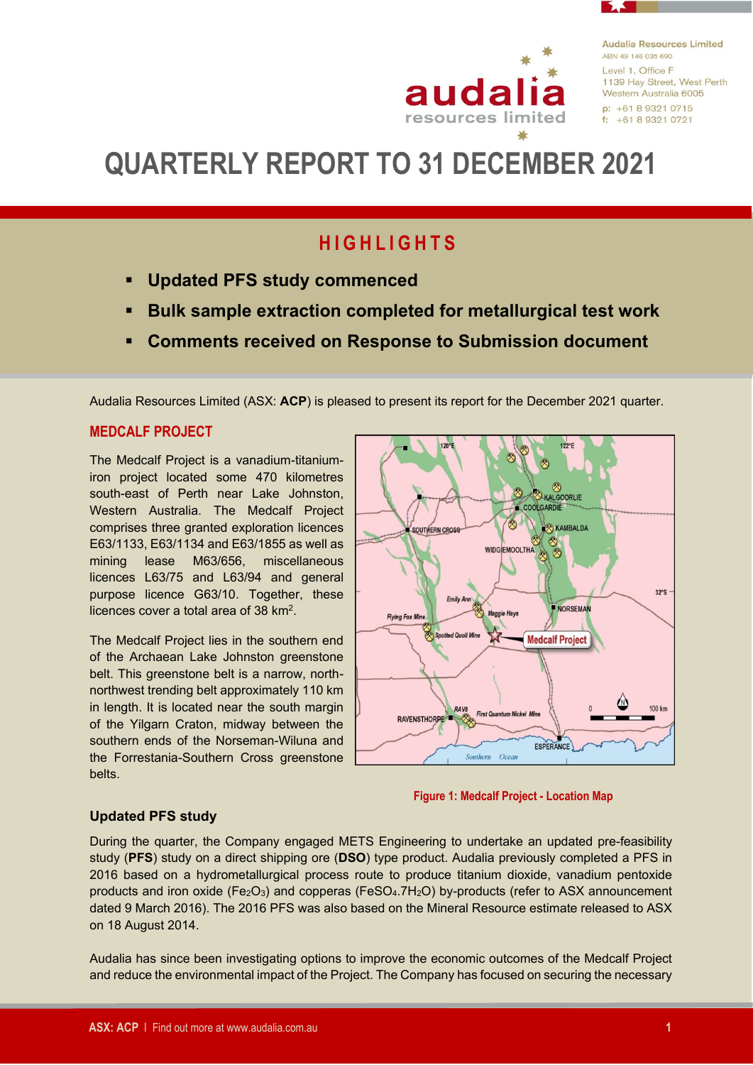Audalia Resources Limited
ABN 49 146 035 690
Level 1, Office F
1139 Hay Street, West Perth
Western Australia 6005
p: +61 8 9321 0715
f: +61 8 9321 0721

# QUARTERLY REPORT TO 31 DECEMBER 2021

## HIGHLIGHTS

- **Updated PFS study commenced**
- **Bulk sample extraction completed for metallurgical test work**
- **Comments received on Response to Submission document**

Audalia Resources Limited (ASX: **ACP**) is pleased to present its report for the December 2021 quarter.

## MEDCALF PROJECT

The Medcalf Project is a vanadium-titanium-iron project located some 470 kilometres south-east of Perth near Lake Johnston, Western Australia. The Medcalf Project comprises three granted exploration licences E63/1133, E63/1134 and E63/1855 as well as mining lease M63/656, miscellaneous licences L63/75 and L63/94 and general purpose licence G63/10. Together, these licences cover a total area of 38 km$^2$.

The Medcalf Project lies in the southern end of the Archaean Lake Johnston greenstone belt. This greenstone belt is a narrow, north-northwest trending belt approximately 110 km in length. It is located near the south margin of the Yilgarn Craton, midway between the southern ends of the Norseman-Wiluna and the Forrestania-Southern Cross greenstone belts.

Figure 1: Medcalf Project - Location Map

### Updated PFS study

During the quarter, the Company engaged METS Engineering to undertake an updated pre-feasibility study (**PFS**) study on a direct shipping ore (**DSO**) type product. Audalia previously completed a PFS in 2016 based on a hydrometallurgical process route to produce titanium dioxide, vanadium pentoxide products and iron oxide ($Fe_2O_3$) and copperas ($FeSO_4.7H_2O$) by-products (refer to ASX announcement dated 9 March 2016). The 2016 PFS was also based on the Mineral Resource estimate released to ASX on 18 August 2014.

Audalia has since been investigating options to improve the economic outcomes of the Medcalf Project and reduce the environmental impact of the Project. The Company has focused on securing the necessary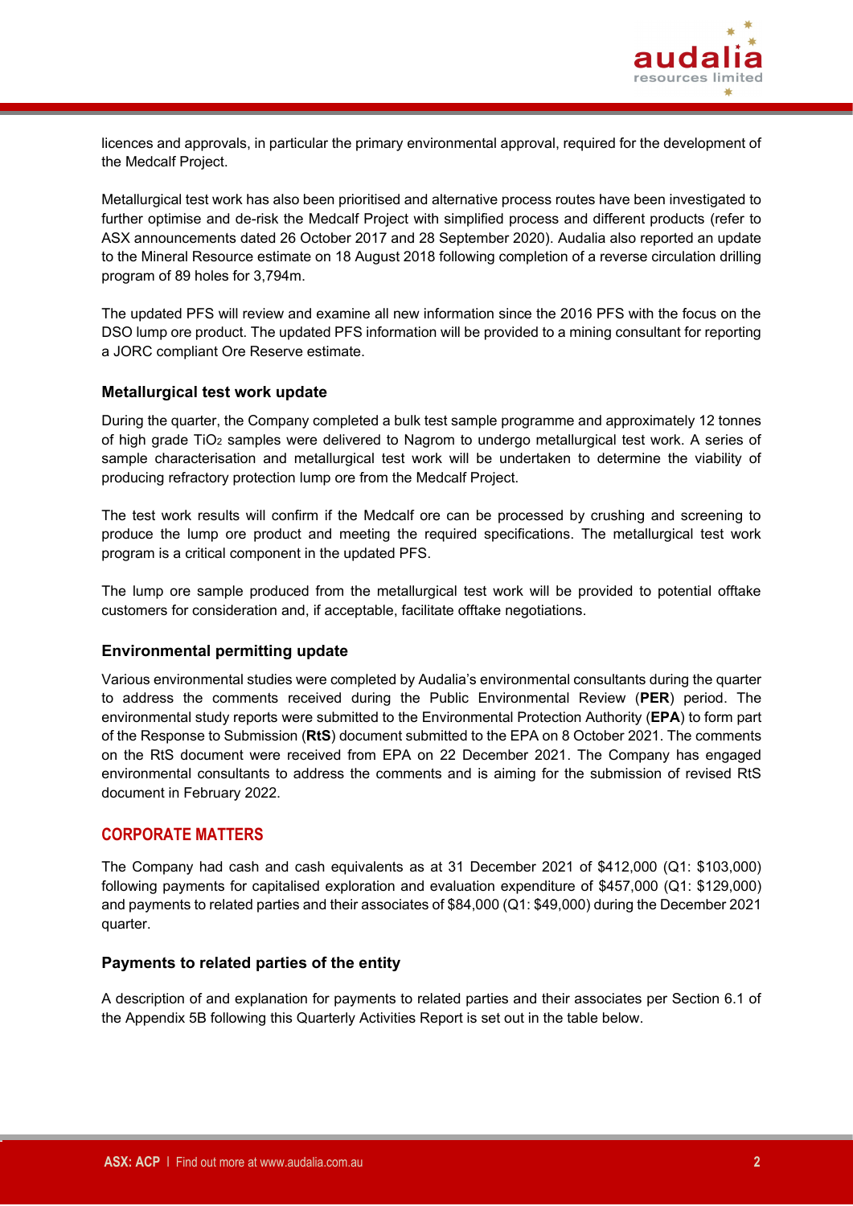licences and approvals, in particular the primary environmental approval, required for the development of the Medcalf Project.

Metallurgical test work has also been prioritised and alternative process routes have been investigated to further optimise and de-risk the Medcalf Project with simplified process and different products (refer to ASX announcements dated 26 October 2017 and 28 September 2020). Audalia also reported an update to the Mineral Resource estimate on 18 August 2018 following completion of a reverse circulation drilling program of 89 holes for 3,794m.

The updated PFS will review and examine all new information since the 2016 PFS with the focus on the DSO lump ore product. The updated PFS information will be provided to a mining consultant for reporting a JORC compliant Ore Reserve estimate.

### Metallurgical test work update

During the quarter, the Company completed a bulk test sample programme and approximately 12 tonnes of high grade $TiO_2$ samples were delivered to Nagrom to undergo metallurgical test work. A series of sample characterisation and metallurgical test work will be undertaken to determine the viability of producing refractory protection lump ore from the Medcalf Project.

The test work results will confirm if the Medcalf ore can be processed by crushing and screening to produce the lump ore product and meeting the required specifications. The metallurgical test work program is a critical component in the updated PFS.

The lump ore sample produced from the metallurgical test work will be provided to potential offtake customers for consideration and, if acceptable, facilitate offtake negotiations.

### Environmental permitting update

Various environmental studies were completed by Audalia's environmental consultants during the quarter to address the comments received during the Public Environmental Review (**PER**) period. The environmental study reports were submitted to the Environmental Protection Authority (**EPA**) to form part of the Response to Submission (**RtS**) document submitted to the EPA on 8 October 2021. The comments on the RtS document were received from EPA on 22 December 2021. The Company has engaged environmental consultants to address the comments and is aiming for the submission of revised RtS document in February 2022.

## CORPORATE MATTERS

The Company had cash and cash equivalents as at 31 December 2021 of $412,000 (Q1: $103,000) following payments for capitalised exploration and evaluation expenditure of $457,000 (Q1: $129,000) and payments to related parties and their associates of $84,000 (Q1: $49,000) during the December 2021 quarter.

### Payments to related parties of the entity

A description of and explanation for payments to related parties and their associates per Section 6.1 of the Appendix 5B following this Quarterly Activities Report is set out in the table below.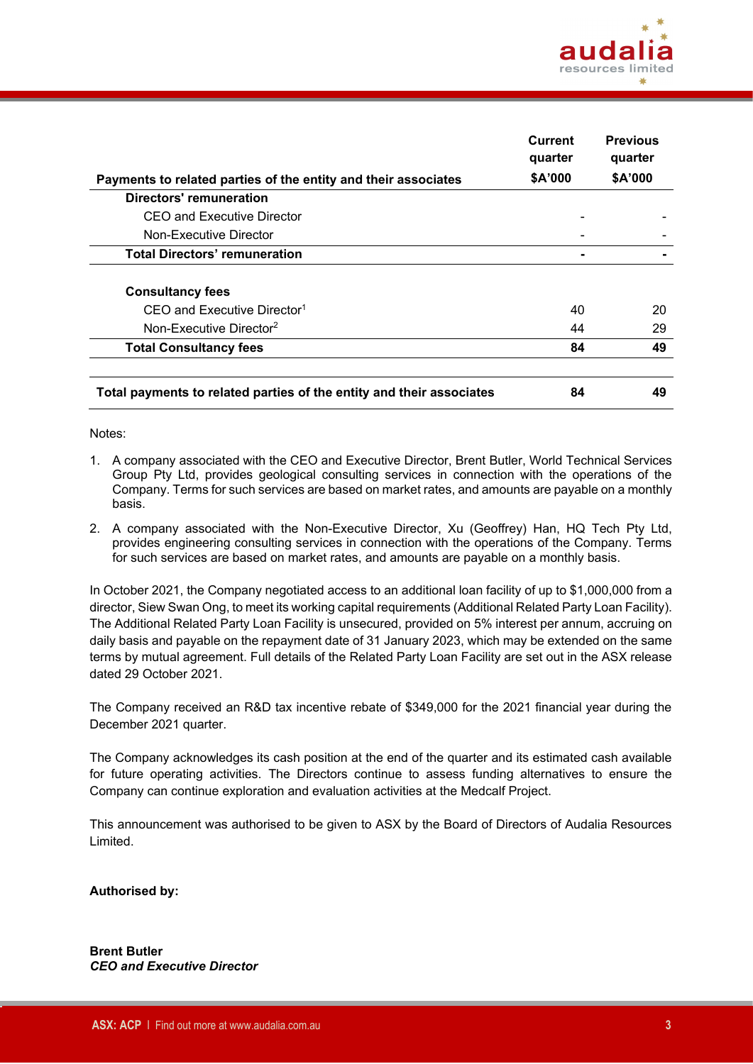| Payments to related parties of the entity and their associates | Current quarter $A'000 | Previous quarter $A'000 |
|---|---|---|
| **Directors' remuneration** | | |
| CEO and Executive Director | - | - |
| Non-Executive Director | - | - |
| **Total Directors' remuneration** | **-** | **-** |
| | | |
| **Consultancy fees** | | |
| CEO and Executive Director[1] | 40 | 20 |
| Non-Executive Director[2] | 44 | 29 |
| **Total Consultancy fees** | **84** | **49** |
| | | |
| **Total payments to related parties of the entity and their associates** | **84** | **49** |

Notes:

1. A company associated with the CEO and Executive Director, Brent Butler, World Technical Services Group Pty Ltd, provides geological consulting services in connection with the operations of the Company. Terms for such services are based on market rates, and amounts are payable on a monthly basis.
2. A company associated with the Non-Executive Director, Xu (Geoffrey) Han, HQ Tech Pty Ltd, provides engineering consulting services in connection with the operations of the Company. Terms for such services are based on market rates, and amounts are payable on a monthly basis.

In October 2021, the Company negotiated access to an additional loan facility of up to $1,000,000 from a director, Siew Swan Ong, to meet its working capital requirements (Additional Related Party Loan Facility). The Additional Related Party Loan Facility is unsecured, provided on 5% interest per annum, accruing on daily basis and payable on the repayment date of 31 January 2023, which may be extended on the same terms by mutual agreement. Full details of the Related Party Loan Facility are set out in the ASX release dated 29 October 2021.

The Company received an R&D tax incentive rebate of $349,000 for the 2021 financial year during the December 2021 quarter.

The Company acknowledges its cash position at the end of the quarter and its estimated cash available for future operating activities. The Directors continue to assess funding alternatives to ensure the Company can continue exploration and evaluation activities at the Medcalf Project.

This announcement was authorised to be given to ASX by the Board of Directors of Audalia Resources Limited.

**Authorised by:**

**Brent Butler**
***CEO and Executive Director***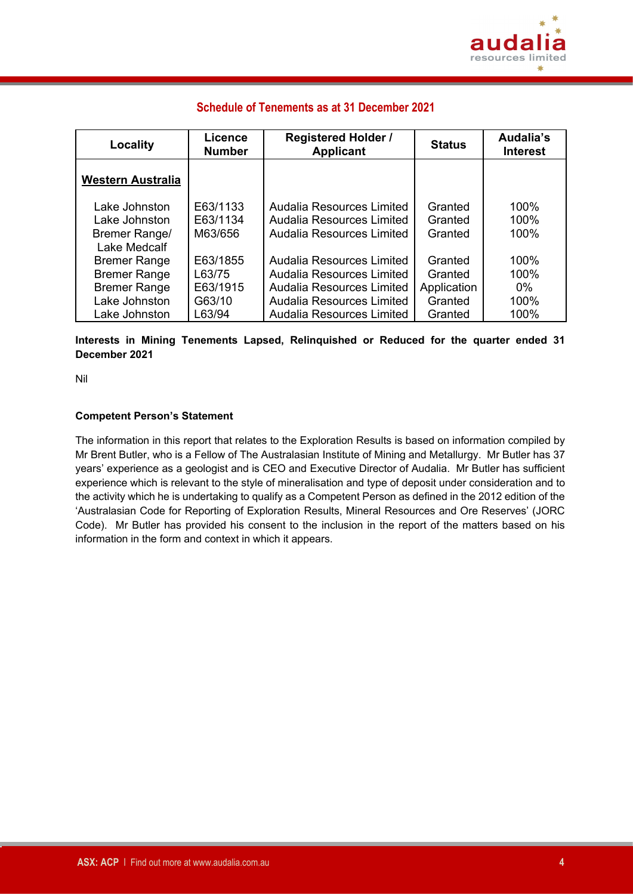## Schedule of Tenements as at 31 December 2021

| Locality | Licence Number | Registered Holder / Applicant | Status | Audalia's Interest |
|---|---|---|---|---|
| **Western Australia** | | | | |
| Lake Johnston | E63/1133 | Audalia Resources Limited | Granted | 100% |
| Lake Johnston | E63/1134 | Audalia Resources Limited | Granted | 100% |
| Bremer Range/ Lake Medcalf | M63/656 | Audalia Resources Limited | Granted | 100% |
| Bremer Range | E63/1855 | Audalia Resources Limited | Granted | 100% |
| Bremer Range | L63/75 | Audalia Resources Limited | Granted | 100% |
| Bremer Range | E63/1915 | Audalia Resources Limited | Application | 0% |
| Lake Johnston | G63/10 | Audalia Resources Limited | Granted | 100% |
| Lake Johnston | L63/94 | Audalia Resources Limited | Granted | 100% |

**Interests in Mining Tenements Lapsed, Relinquished or Reduced for the quarter ended 31 December 2021**

Nil

**Competent Person's Statement**

The information in this report that relates to the Exploration Results is based on information compiled by Mr Brent Butler, who is a Fellow of The Australasian Institute of Mining and Metallurgy. Mr Butler has 37 years' experience as a geologist and is CEO and Executive Director of Audalia. Mr Butler has sufficient experience which is relevant to the style of mineralisation and type of deposit under consideration and to the activity which he is undertaking to qualify as a Competent Person as defined in the 2012 edition of the 'Australasian Code for Reporting of Exploration Results, Mineral Resources and Ore Reserves' (JORC Code). Mr Butler has provided his consent to the inclusion in the report of the matters based on his information in the form and context in which it appears.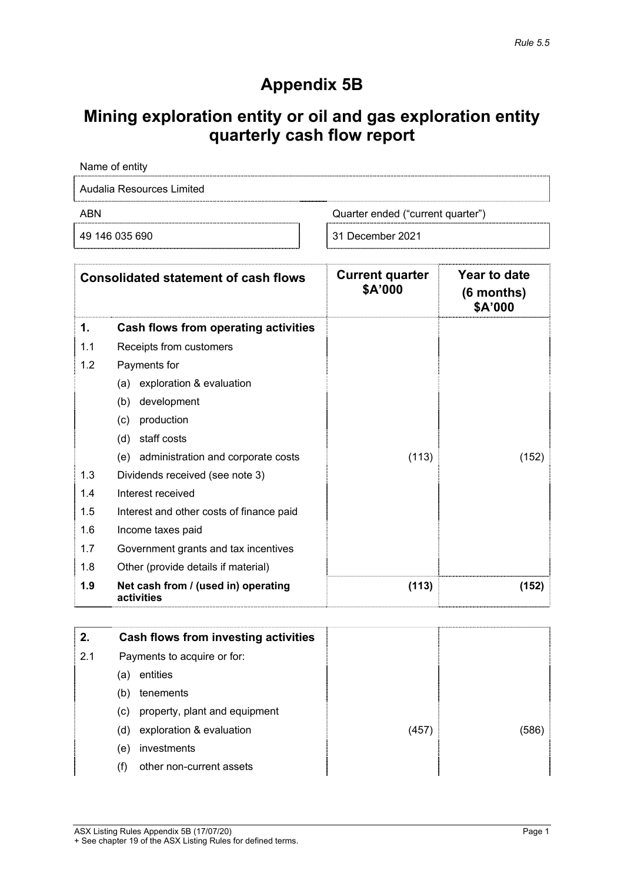*Rule 5.5*

# Appendix 5B

# Mining exploration entity or oil and gas exploration entity quarterly cash flow report

| Name of entity | |
|---|---|
| Audalia Resources Limited | |
| **ABN** | **Quarter ended ("current quarter")** |
| 49 146 035 690 | 31 December 2021 |

| | Consolidated statement of cash flows | Current quarter $A'000 | Year to date (6 months) $A'000 |
|---|---|---|---|
| **1.** | **Cash flows from operating activities** | | |
| 1.1 | Receipts from customers | | |
| 1.2 | Payments for | | |
| | (a) exploration & evaluation | | |
| | (b) development | | |
| | (c) production | | |
| | (d) staff costs | | |
| | (e) administration and corporate costs | (113) | (152) |
| 1.3 | Dividends received (see note 3) | | |
| 1.4 | Interest received | | |
| 1.5 | Interest and other costs of finance paid | | |
| 1.6 | Income taxes paid | | |
| 1.7 | Government grants and tax incentives | | |
| 1.8 | Other (provide details if material) | | |
| **1.9** | **Net cash from / (used in) operating activities** | **(113)** | **(152)** |

| | | | |
|---|---|---|---|
| **2.** | **Cash flows from investing activities** | | |
| 2.1 | Payments to acquire or for: | | |
| | (a) entities | | |
| | (b) tenements | | |
| | (c) property, plant and equipment | | |
| | (d) exploration & evaluation | (457) | (586) |
| | (e) investments | | |
| | (f) other non-current assets | | |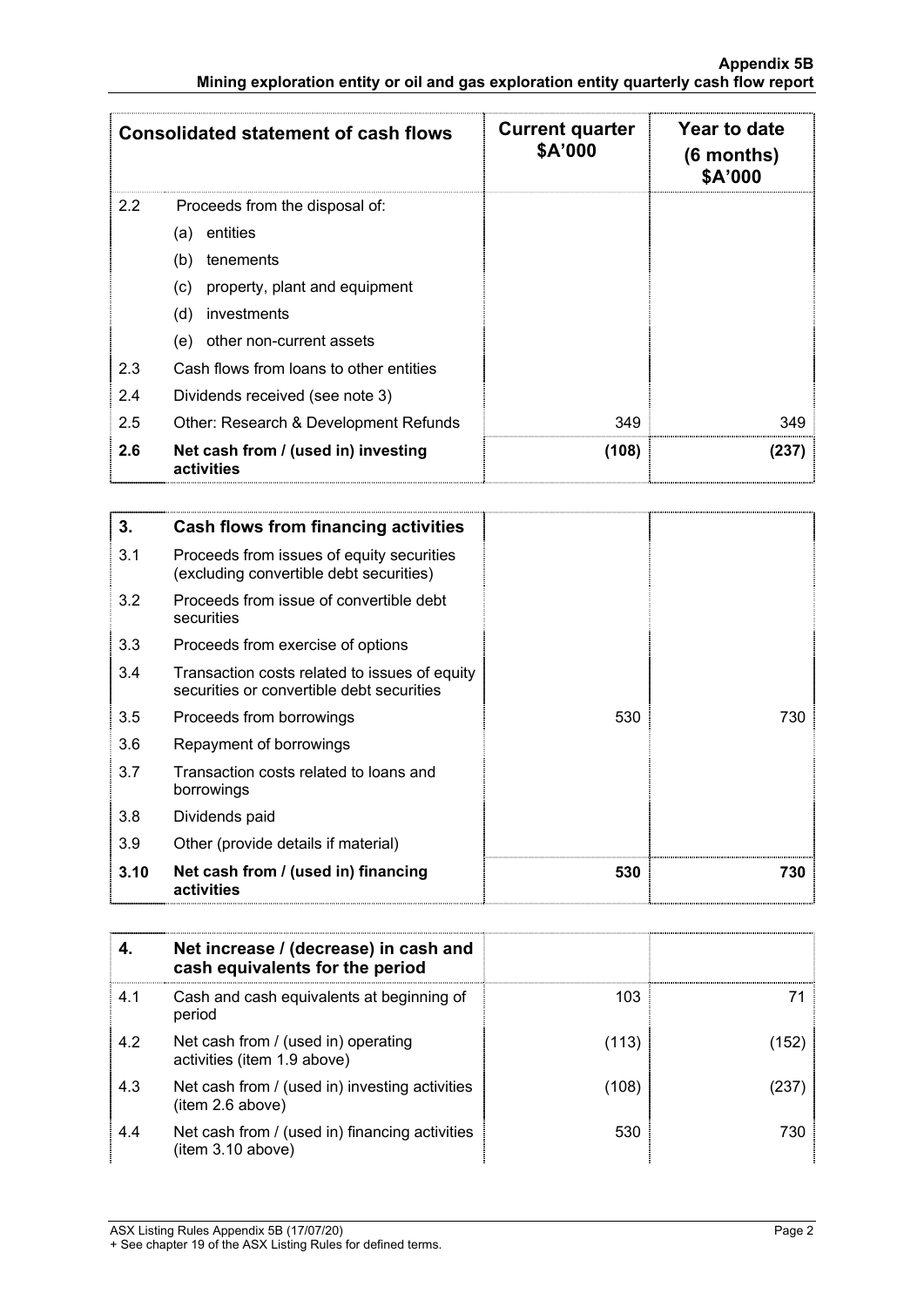| Consolidated statement of cash flows | | Current quarter $A'000 | Year to date (6 months) $A'000 |
|---|---|---|---|
| 2.2 | Proceeds from the disposal of: | | |
| | (a) entities | | |
| | (b) tenements | | |
| | (c) property, plant and equipment | | |
| | (d) investments | | |
| | (e) other non-current assets | | |
| 2.3 | Cash flows from loans to other entities | | |
| 2.4 | Dividends received (see note 3) | | |
| 2.5 | Other: Research & Development Refunds | 349 | 349 |
| **2.6** | **Net cash from / (used in) investing activities** | **(108)** | **(237)** |

| **3.** | **Cash flows from financing activities** | | |
|---|---|---|---|
| 3.1 | Proceeds from issues of equity securities (excluding convertible debt securities) | | |
| 3.2 | Proceeds from issue of convertible debt securities | | |
| 3.3 | Proceeds from exercise of options | | |
| 3.4 | Transaction costs related to issues of equity securities or convertible debt securities | | |
| 3.5 | Proceeds from borrowings | 530 | 730 |
| 3.6 | Repayment of borrowings | | |
| 3.7 | Transaction costs related to loans and borrowings | | |
| 3.8 | Dividends paid | | |
| 3.9 | Other (provide details if material) | | |
| **3.10** | **Net cash from / (used in) financing activities** | **530** | **730** |

| **4.** | **Net increase / (decrease) in cash and cash equivalents for the period** | | |
|---|---|---|---|
| 4.1 | Cash and cash equivalents at beginning of period | 103 | 71 |
| 4.2 | Net cash from / (used in) operating activities (item 1.9 above) | (113) | (152) |
| 4.3 | Net cash from / (used in) investing activities (item 2.6 above) | (108) | (237) |
| 4.4 | Net cash from / (used in) financing activities (item 3.10 above) | 530 | 730 |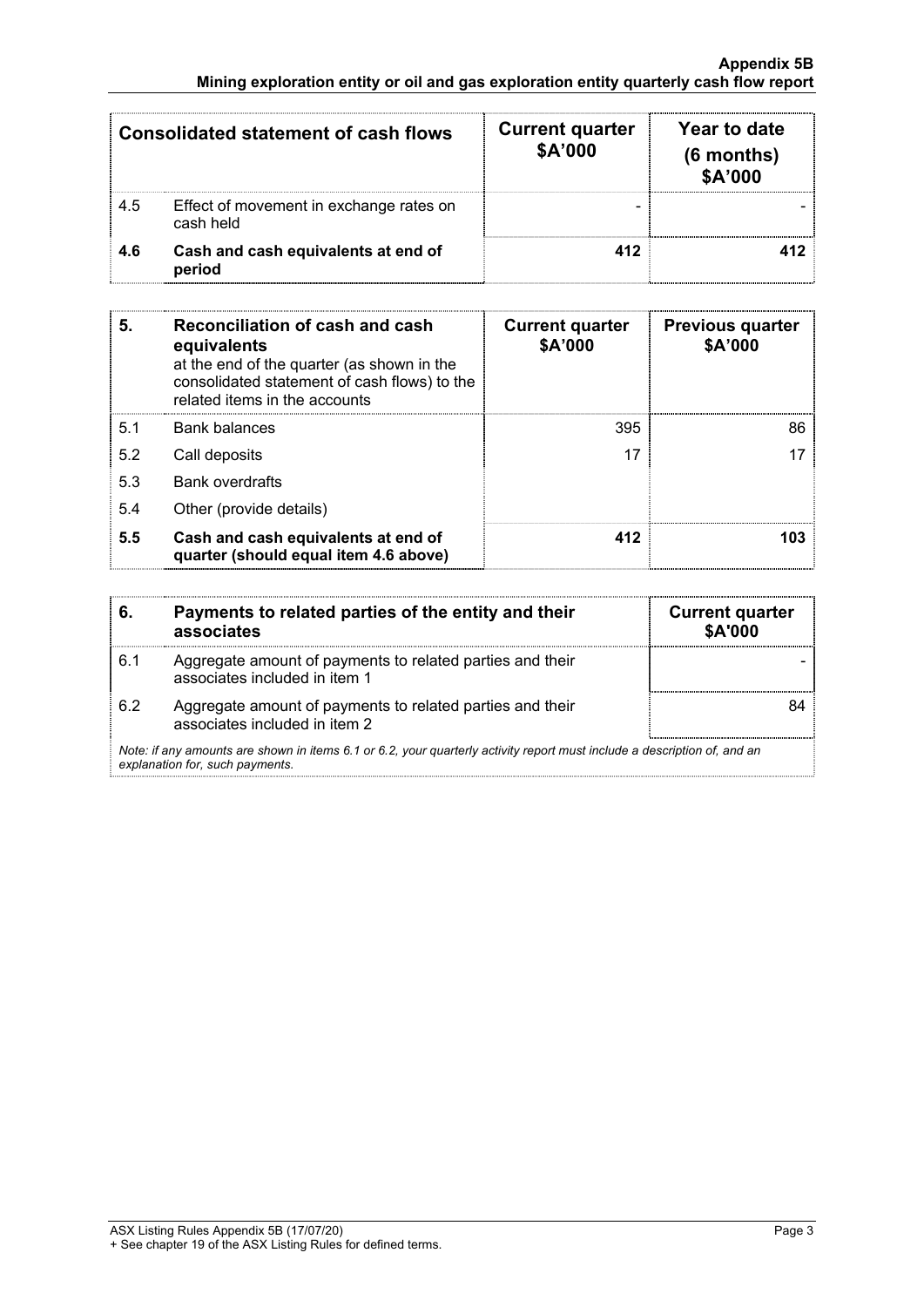| Consolidated statement of cash flows | | Current quarter \$A'000 | Year to date (6 months) \$A'000 |
|---|---|---|---|
| 4.5 | Effect of movement in exchange rates on cash held | - | - |
| **4.6** | **Cash and cash equivalents at end of period** | **412** | **412** |

| **5.** | **Reconciliation of cash and cash equivalents** at the end of the quarter (as shown in the consolidated statement of cash flows) to the related items in the accounts | **Current quarter \$A'000** | **Previous quarter \$A'000** |
|---|---|---|---|
| 5.1 | Bank balances | 395 | 86 |
| 5.2 | Call deposits | 17 | 17 |
| 5.3 | Bank overdrafts | | |
| 5.4 | Other (provide details) | | |
| **5.5** | **Cash and cash equivalents at end of quarter (should equal item 4.6 above)** | **412** | **103** |

| **6.** | **Payments to related parties of the entity and their associates** | **Current quarter \$A'000** |
|---|---|---|
| 6.1 | Aggregate amount of payments to related parties and their associates included in item 1 | - |
| 6.2 | Aggregate amount of payments to related parties and their associates included in item 2 | 84 |

*Note: if any amounts are shown in items 6.1 or 6.2, your quarterly activity report must include a description of, and an explanation for, such payments.*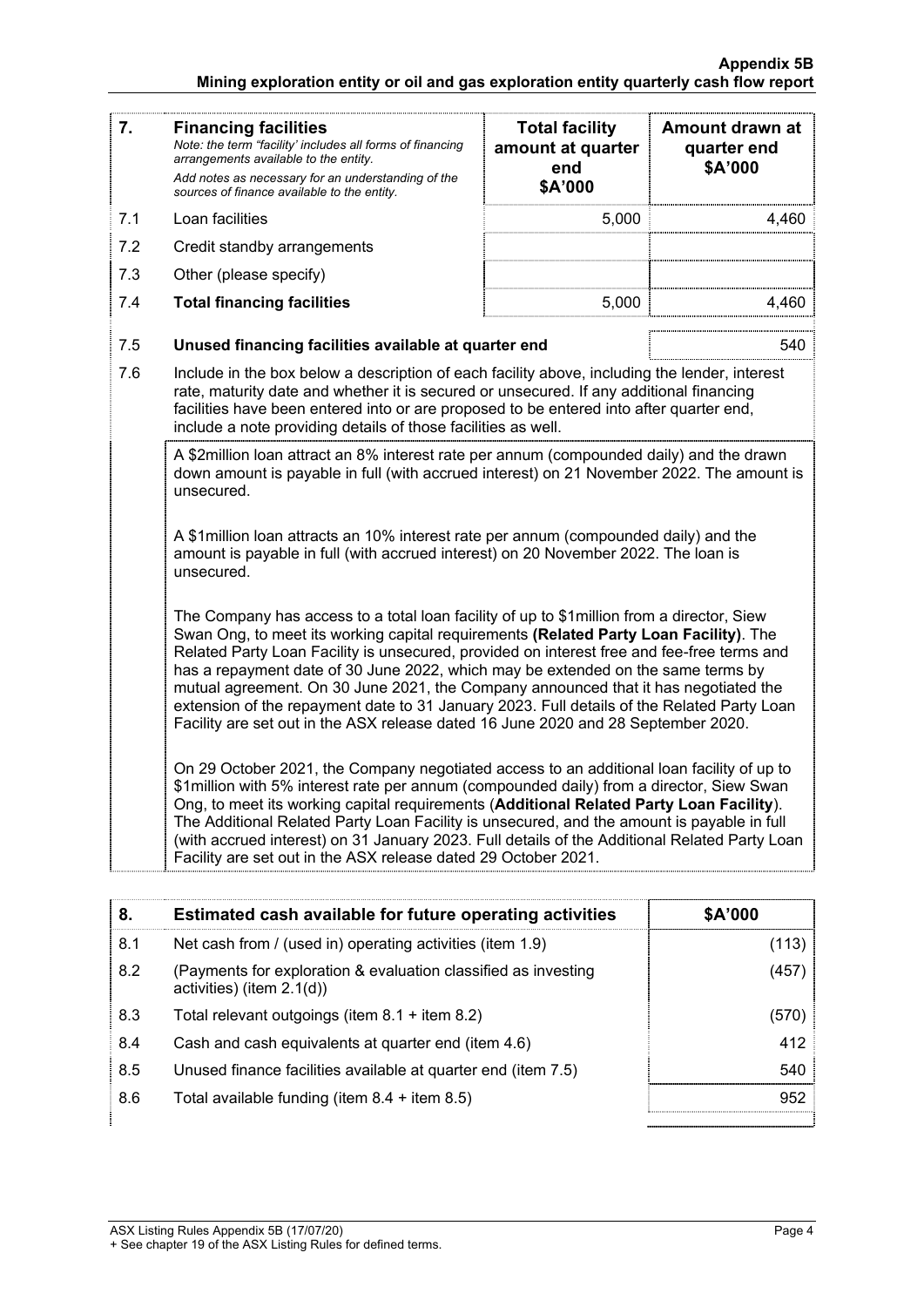| 7. | **Financing facilities**<br>*Note: the term "facility' includes all forms of financing arrangements available to the entity.*<br>*Add notes as necessary for an understanding of the sources of finance available to the entity.* | **Total facility amount at quarter end \$A'000** | **Amount drawn at quarter end \$A'000** |
|---|---|---|---|
| 7.1 | Loan facilities | 5,000 | 4,460 |
| 7.2 | Credit standby arrangements | | |
| 7.3 | Other (please specify) | | |
| 7.4 | **Total financing facilities** | 5,000 | 4,460 |

| | | |
|---|---|---|
| 7.5 | **Unused financing facilities available at quarter end** | 540 |

7.6 Include in the box below a description of each facility above, including the lender, interest rate, maturity date and whether it is secured or unsecured. If any additional financing facilities have been entered into or are proposed to be entered into after quarter end, include a note providing details of those facilities as well.

A \$2million loan attract an 8% interest rate per annum (compounded daily) and the drawn down amount is payable in full (with accrued interest) on 21 November 2022. The amount is unsecured.

A \$1million loan attracts an 10% interest rate per annum (compounded daily) and the amount is payable in full (with accrued interest) on 20 November 2022. The loan is unsecured.

The Company has access to a total loan facility of up to \$1million from a director, Siew Swan Ong, to meet its working capital requirements **(Related Party Loan Facility)**. The Related Party Loan Facility is unsecured, provided on interest free and fee-free terms and has a repayment date of 30 June 2022, which may be extended on the same terms by mutual agreement. On 30 June 2021, the Company announced that it has negotiated the extension of the repayment date to 31 January 2023. Full details of the Related Party Loan Facility are set out in the ASX release dated 16 June 2020 and 28 September 2020.

On 29 October 2021, the Company negotiated access to an additional loan facility of up to \$1million with 5% interest rate per annum (compounded daily) from a director, Siew Swan Ong, to meet its working capital requirements (**Additional Related Party Loan Facility**). The Additional Related Party Loan Facility is unsecured, and the amount is payable in full (with accrued interest) on 31 January 2023. Full details of the Additional Related Party Loan Facility are set out in the ASX release dated 29 October 2021.

| 8. | **Estimated cash available for future operating activities** | **\$A'000** |
|---|---|---|
| 8.1 | Net cash from / (used in) operating activities (item 1.9) | (113) |
| 8.2 | (Payments for exploration & evaluation classified as investing activities) (item 2.1(d)) | (457) |
| 8.3 | Total relevant outgoings (item 8.1 + item 8.2) | (570) |
| 8.4 | Cash and cash equivalents at quarter end (item 4.6) | 412 |
| 8.5 | Unused finance facilities available at quarter end (item 7.5) | 540 |
| 8.6 | Total available funding (item 8.4 + item 8.5) | 952 |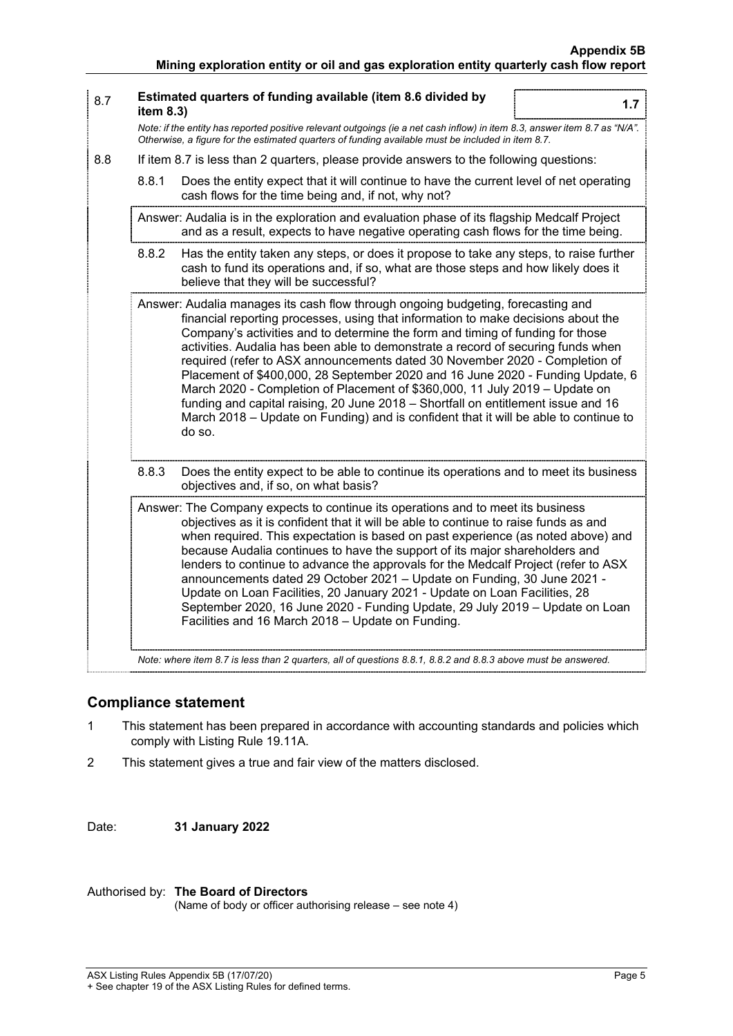| 8.7 | **Estimated quarters of funding available (item 8.6 divided by item 8.3)** | **1.7** |
|---|---|---|

*Note: if the entity has reported positive relevant outgoings (ie a net cash inflow) in item 8.3, answer item 8.7 as "N/A". Otherwise, a figure for the estimated quarters of funding available must be included in item 8.7.*

8.8 If item 8.7 is less than 2 quarters, please provide answers to the following questions:

8.8.1 Does the entity expect that it will continue to have the current level of net operating cash flows for the time being and, if not, why not?

Answer: Audalia is in the exploration and evaluation phase of its flagship Medcalf Project and as a result, expects to have negative operating cash flows for the time being.

8.8.2 Has the entity taken any steps, or does it propose to take any steps, to raise further cash to fund its operations and, if so, what are those steps and how likely does it believe that they will be successful?

Answer: Audalia manages its cash flow through ongoing budgeting, forecasting and financial reporting processes, using that information to make decisions about the Company's activities and to determine the form and timing of funding for those activities. Audalia has been able to demonstrate a record of securing funds when required (refer to ASX announcements dated 30 November 2020 - Completion of Placement of $400,000, 28 September 2020 and 16 June 2020 - Funding Update, 6 March 2020 - Completion of Placement of $360,000, 11 July 2019 – Update on funding and capital raising, 20 June 2018 – Shortfall on entitlement issue and 16 March 2018 – Update on Funding) and is confident that it will be able to continue to do so.

8.8.3 Does the entity expect to be able to continue its operations and to meet its business objectives and, if so, on what basis?

Answer: The Company expects to continue its operations and to meet its business objectives as it is confident that it will be able to continue to raise funds as and when required. This expectation is based on past experience (as noted above) and because Audalia continues to have the support of its major shareholders and lenders to continue to advance the approvals for the Medcalf Project (refer to ASX announcements dated 29 October 2021 – Update on Funding, 30 June 2021 - Update on Loan Facilities, 20 January 2021 - Update on Loan Facilities, 28 September 2020, 16 June 2020 - Funding Update, 29 July 2019 – Update on Loan Facilities and 16 March 2018 – Update on Funding.

*Note: where item 8.7 is less than 2 quarters, all of questions 8.8.1, 8.8.2 and 8.8.3 above must be answered.*

## Compliance statement

1. This statement has been prepared in accordance with accounting standards and policies which comply with Listing Rule 19.11A.
2. This statement gives a true and fair view of the matters disclosed.

Date: **31 January 2022**

Authorised by: **The Board of Directors**
(Name of body or officer authorising release – see note 4)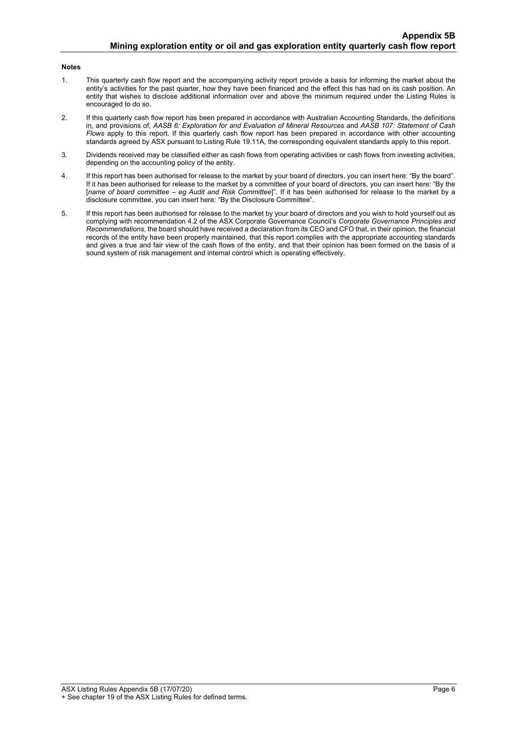**Notes**

1. This quarterly cash flow report and the accompanying activity report provide a basis for informing the market about the entity's activities for the past quarter, how they have been financed and the effect this has had on its cash position. An entity that wishes to disclose additional information over and above the minimum required under the Listing Rules is encouraged to do so.

2. If this quarterly cash flow report has been prepared in accordance with Australian Accounting Standards, the definitions in, and provisions of, *AASB 6: Exploration for and Evaluation of Mineral Resources* and *AASB 107: Statement of Cash Flows* apply to this report. If this quarterly cash flow report has been prepared in accordance with other accounting standards agreed by ASX pursuant to Listing Rule 19.11A, the corresponding equivalent standards apply to this report.

3. Dividends received may be classified either as cash flows from operating activities or cash flows from investing activities, depending on the accounting policy of the entity.

4. If this report has been authorised for release to the market by your board of directors, you can insert here: "By the board". If it has been authorised for release to the market by a committee of your board of directors, you can insert here: "By the [*name of board committee – eg Audit and Risk Committee*]". If it has been authorised for release to the market by a disclosure committee, you can insert here: "By the Disclosure Committee".

5. If this report has been authorised for release to the market by your board of directors and you wish to hold yourself out as complying with recommendation 4.2 of the ASX Corporate Governance Council's *Corporate Governance Principles and Recommendations*, the board should have received a declaration from its CEO and CFO that, in their opinion, the financial records of the entity have been properly maintained, that this report complies with the appropriate accounting standards and gives a true and fair view of the cash flows of the entity, and that their opinion has been formed on the basis of a sound system of risk management and internal control which is operating effectively.